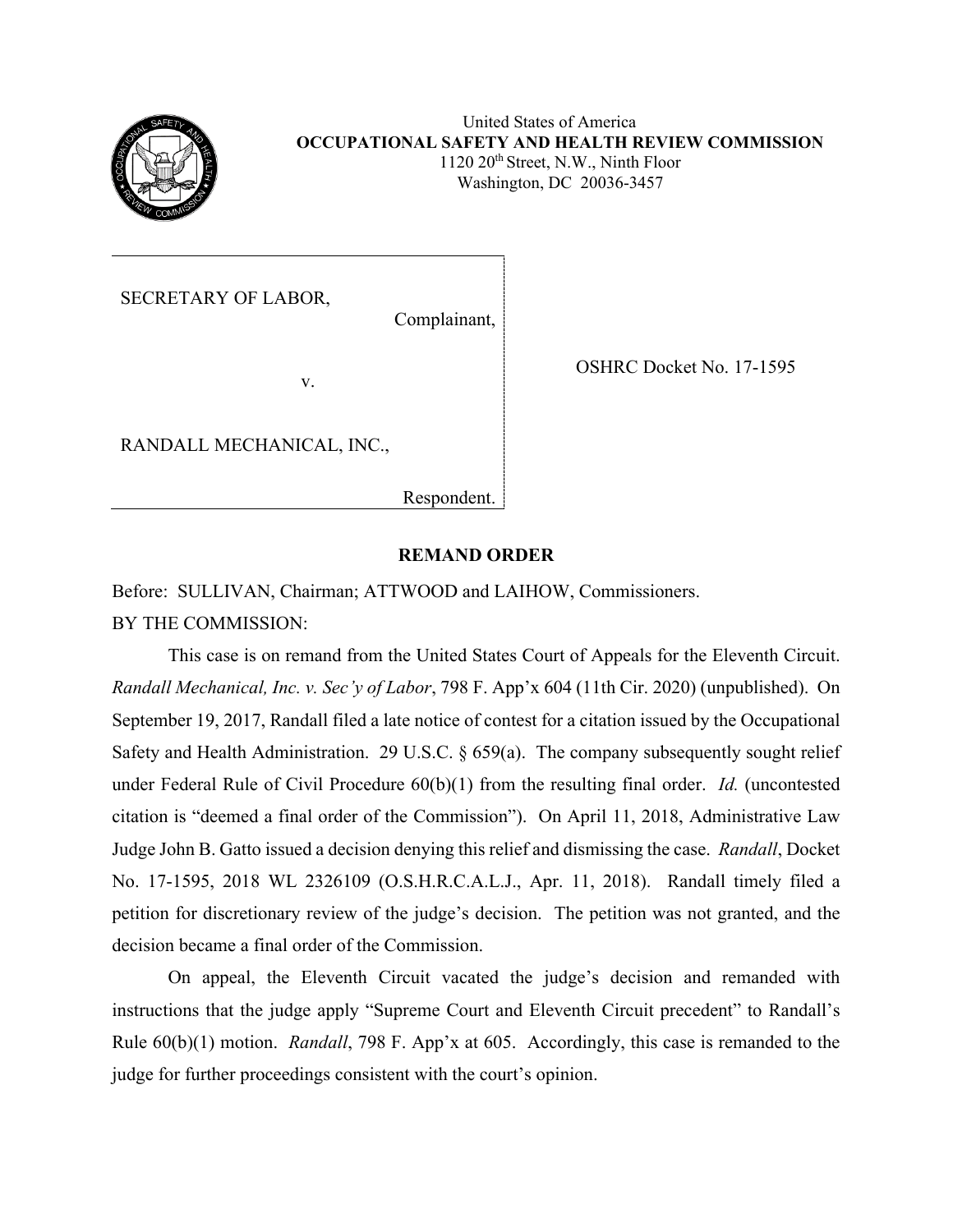United States of America
**OCCUPATIONAL SAFETY AND HEALTH REVIEW COMMISSION**
1120 20th Street, N.W., Ninth Floor
Washington, DC 20036-3457

| | |
|---|---|
| SECRETARY OF LABOR, Complainant, v. RANDALL MECHANICAL, INC., Respondent. | OSHRC Docket No. 17-1595 |

## REMAND ORDER

Before: SULLIVAN, Chairman; ATTWOOD and LAIHOW, Commissioners.

BY THE COMMISSION:

This case is on remand from the United States Court of Appeals for the Eleventh Circuit. *Randall Mechanical, Inc. v. Sec'y of Labor*, 798 F. App'x 604 (11th Cir. 2020) (unpublished). On September 19, 2017, Randall filed a late notice of contest for a citation issued by the Occupational Safety and Health Administration. 29 U.S.C. § 659(a). The company subsequently sought relief under Federal Rule of Civil Procedure 60(b)(1) from the resulting final order. *Id.* (uncontested citation is "deemed a final order of the Commission"). On April 11, 2018, Administrative Law Judge John B. Gatto issued a decision denying this relief and dismissing the case. *Randall*, Docket No. 17-1595, 2018 WL 2326109 (O.S.H.R.C.A.L.J., Apr. 11, 2018). Randall timely filed a petition for discretionary review of the judge's decision. The petition was not granted, and the decision became a final order of the Commission.

On appeal, the Eleventh Circuit vacated the judge's decision and remanded with instructions that the judge apply "Supreme Court and Eleventh Circuit precedent" to Randall's Rule 60(b)(1) motion. *Randall*, 798 F. App'x at 605. Accordingly, this case is remanded to the judge for further proceedings consistent with the court's opinion.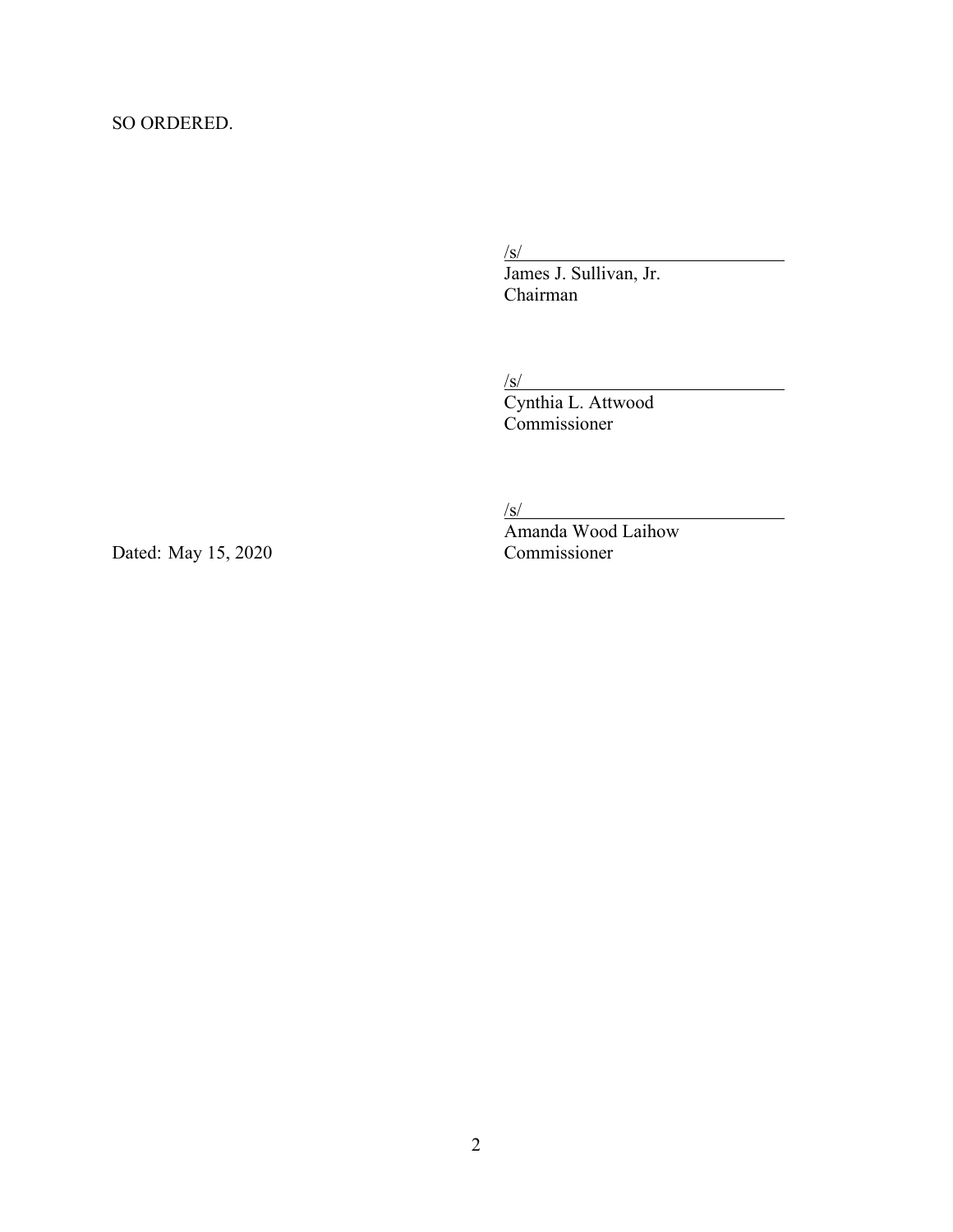SO ORDERED.

/s/
James J. Sullivan, Jr.
Chairman

/s/
Cynthia L. Attwood
Commissioner

/s/
Amanda Wood Laihow
Commissioner

Dated: May 15, 2020